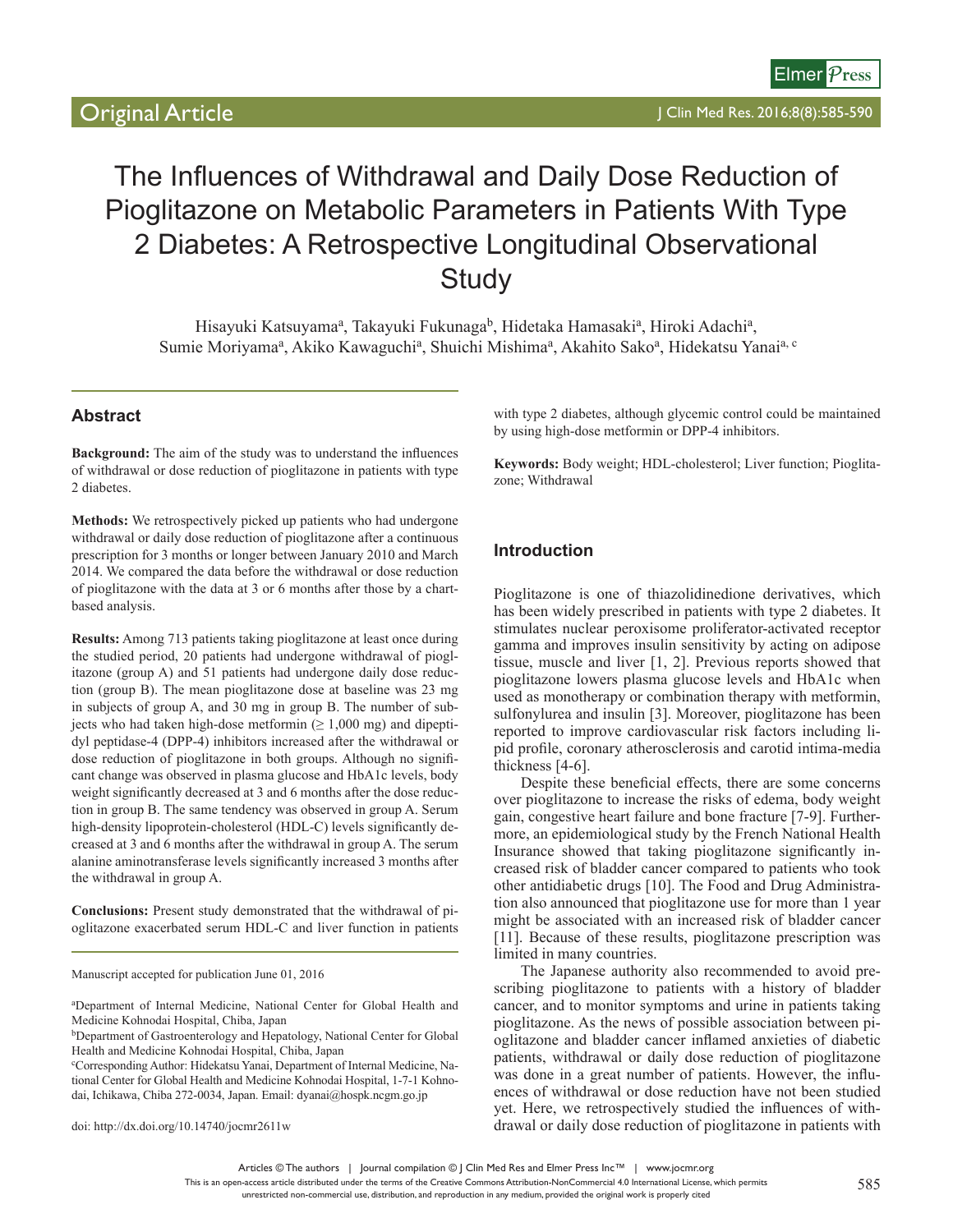Original Article

# The Influences of Withdrawal and Daily Dose Reduction of Pioglitazone on Metabolic Parameters in Patients With Type 2 Diabetes: A Retrospective Longitudinal Observational Study

Hisayuki Katsuyama[a], Takayuki Fukunaga[b], Hidetaka Hamasaki[a], Hiroki Adachi[a], Sumie Moriyama[a], Akiko Kawaguchi[a], Shuichi Mishima[a], Akahito Sako[a], Hidekatsu Yanai[a, c]

## Abstract

**Background:** The aim of the study was to understand the influences of withdrawal or dose reduction of pioglitazone in patients with type 2 diabetes.

**Methods:** We retrospectively picked up patients who had undergone withdrawal or daily dose reduction of pioglitazone after a continuous prescription for 3 months or longer between January 2010 and March 2014. We compared the data before the withdrawal or dose reduction of pioglitazone with the data at 3 or 6 months after those by a chart-based analysis.

**Results:** Among 713 patients taking pioglitazone at least once during the studied period, 20 patients had undergone withdrawal of pioglitazone (group A) and 51 patients had undergone daily dose reduction (group B). The mean pioglitazone dose at baseline was 23 mg in subjects of group A, and 30 mg in group B. The number of subjects who had taken high-dose metformin (≥ 1,000 mg) and dipeptidyl peptidase-4 (DPP-4) inhibitors increased after the withdrawal or dose reduction of pioglitazone in both groups. Although no significant change was observed in plasma glucose and HbA1c levels, body weight significantly decreased at 3 and 6 months after the dose reduction in group B. The same tendency was observed in group A. Serum high-density lipoprotein-cholesterol (HDL-C) levels significantly decreased at 3 and 6 months after the withdrawal in group A. The serum alanine aminotransferase levels significantly increased 3 months after the withdrawal in group A.

**Conclusions:** Present study demonstrated that the withdrawal of pioglitazone exacerbated serum HDL-C and liver function in patients with type 2 diabetes, although glycemic control could be maintained by using high-dose metformin or DPP-4 inhibitors.

**Keywords:** Body weight; HDL-cholesterol; Liver function; Pioglitazone; Withdrawal

Manuscript accepted for publication June 01, 2016

[a]Department of Internal Medicine, National Center for Global Health and Medicine Kohnodai Hospital, Chiba, Japan
[b]Department of Gastroenterology and Hepatology, National Center for Global Health and Medicine Kohnodai Hospital, Chiba, Japan
[c]Corresponding Author: Hidekatsu Yanai, Department of Internal Medicine, National Center for Global Health and Medicine Kohnodai Hospital, 1-7-1 Kohnodai, Ichikawa, Chiba 272-0034, Japan. Email: dyanai@hospk.ncgm.go.jp

doi: http://dx.doi.org/10.14740/jocmr2611w

## Introduction

Pioglitazone is one of thiazolidinedione derivatives, which has been widely prescribed in patients with type 2 diabetes. It stimulates nuclear peroxisome proliferator-activated receptor gamma and improves insulin sensitivity by acting on adipose tissue, muscle and liver [1, 2]. Previous reports showed that pioglitazone lowers plasma glucose levels and HbA1c when used as monotherapy or combination therapy with metformin, sulfonylurea and insulin [3]. Moreover, pioglitazone has been reported to improve cardiovascular risk factors including lipid profile, coronary atherosclerosis and carotid intima-media thickness [4-6].

Despite these beneficial effects, there are some concerns over pioglitazone to increase the risks of edema, body weight gain, congestive heart failure and bone fracture [7-9]. Furthermore, an epidemiological study by the French National Health Insurance showed that taking pioglitazone significantly increased risk of bladder cancer compared to patients who took other antidiabetic drugs [10]. The Food and Drug Administration also announced that pioglitazone use for more than 1 year might be associated with an increased risk of bladder cancer [11]. Because of these results, pioglitazone prescription was limited in many countries.

The Japanese authority also recommended to avoid prescribing pioglitazone to patients with a history of bladder cancer, and to monitor symptoms and urine in patients taking pioglitazone. As the news of possible association between pioglitazone and bladder cancer inflamed anxieties of diabetic patients, withdrawal or daily dose reduction of pioglitazone was done in a great number of patients. However, the influences of withdrawal or dose reduction have not been studied yet. Here, we retrospectively studied the influences of withdrawal or daily dose reduction of pioglitazone in patients with

Articles © The authors | Journal compilation © J Clin Med Res and Elmer Press Inc™ | www.jocmr.org
This is an open-access article distributed under the terms of the Creative Commons Attribution-NonCommercial 4.0 International License, which permits unrestricted non-commercial use, distribution, and reproduction in any medium, provided the original work is properly cited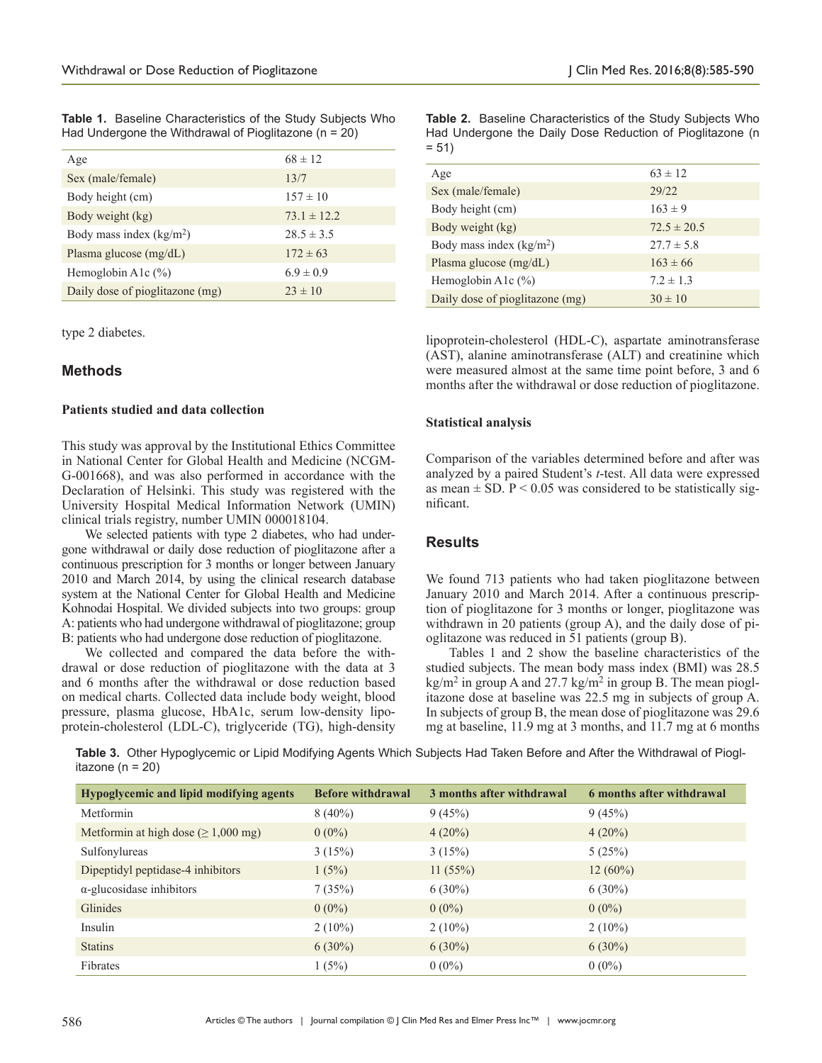**Table 1.** Baseline Characteristics of the Study Subjects Who Had Undergone the Withdrawal of Pioglitazone (n = 20)

| | |
|---|---|
| Age | 68 ± 12 |
| Sex (male/female) | 13/7 |
| Body height (cm) | 157 ± 10 |
| Body weight (kg) | 73.1 ± 12.2 |
| Body mass index (kg/m$^2$) | 28.5 ± 3.5 |
| Plasma glucose (mg/dL) | 172 ± 63 |
| Hemoglobin A1c (%) | 6.9 ± 0.9 |
| Daily dose of pioglitazone (mg) | 23 ± 10 |

type 2 diabetes.

## Methods

### Patients studied and data collection

This study was approval by the Institutional Ethics Committee in National Center for Global Health and Medicine (NCGM-G-001668), and was also performed in accordance with the Declaration of Helsinki. This study was registered with the University Hospital Medical Information Network (UMIN) clinical trials registry, number UMIN 000018104.

We selected patients with type 2 diabetes, who had undergone withdrawal or daily dose reduction of pioglitazone after a continuous prescription for 3 months or longer between January 2010 and March 2014, by using the clinical research database system at the National Center for Global Health and Medicine Kohnodai Hospital. We divided subjects into two groups: group A: patients who had undergone withdrawal of pioglitazone; group B: patients who had undergone dose reduction of pioglitazone.

We collected and compared the data before the withdrawal or dose reduction of pioglitazone with the data at 3 and 6 months after the withdrawal or dose reduction based on medical charts. Collected data include body weight, blood pressure, plasma glucose, HbA1c, serum low-density lipoprotein-cholesterol (LDL-C), triglyceride (TG), high-density lipoprotein-cholesterol (HDL-C), aspartate aminotransferase (AST), alanine aminotransferase (ALT) and creatinine which were measured almost at the same time point before, 3 and 6 months after the withdrawal or dose reduction of pioglitazone.

**Table 2.** Baseline Characteristics of the Study Subjects Who Had Undergone the Daily Dose Reduction of Pioglitazone (n = 51)

| | |
|---|---|
| Age | 63 ± 12 |
| Sex (male/female) | 29/22 |
| Body height (cm) | 163 ± 9 |
| Body weight (kg) | 72.5 ± 20.5 |
| Body mass index (kg/m$^2$) | 27.7 ± 5.8 |
| Plasma glucose (mg/dL) | 163 ± 66 |
| Hemoglobin A1c (%) | 7.2 ± 1.3 |
| Daily dose of pioglitazone (mg) | 30 ± 10 |

### Statistical analysis

Comparison of the variables determined before and after was analyzed by a paired Student's *t*-test. All data were expressed as mean ± SD. $P < 0.05$ was considered to be statistically significant.

## Results

We found 713 patients who had taken pioglitazone between January 2010 and March 2014. After a continuous prescription of pioglitazone for 3 months or longer, pioglitazone was withdrawn in 20 patients (group A), and the daily dose of pioglitazone was reduced in 51 patients (group B).

Tables 1 and 2 show the baseline characteristics of the studied subjects. The mean body mass index (BMI) was 28.5 kg/m$^2$ in group A and 27.7 kg/m$^2$ in group B. The mean pioglitazone dose at baseline was 22.5 mg in subjects of group A. In subjects of group B, the mean dose of pioglitazone was 29.6 mg at baseline, 11.9 mg at 3 months, and 11.7 mg at 6 months

**Table 3.** Other Hypoglycemic or Lipid Modifying Agents Which Subjects Had Taken Before and After the Withdrawal of Pioglitazone (n = 20)

| Hypoglycemic and lipid modifying agents | Before withdrawal | 3 months after withdrawal | 6 months after withdrawal |
|---|---|---|---|
| Metformin | 8 (40%) | 9 (45%) | 9 (45%) |
| Metformin at high dose (≥ 1,000 mg) | 0 (0%) | 4 (20%) | 4 (20%) |
| Sulfonylureas | 3 (15%) | 3 (15%) | 5 (25%) |
| Dipeptidyl peptidase-4 inhibitors | 1 (5%) | 11 (55%) | 12 (60%) |
| α-glucosidase inhibitors | 7 (35%) | 6 (30%) | 6 (30%) |
| Glinides | 0 (0%) | 0 (0%) | 0 (0%) |
| Insulin | 2 (10%) | 2 (10%) | 2 (10%) |
| Statins | 6 (30%) | 6 (30%) | 6 (30%) |
| Fibrates | 1 (5%) | 0 (0%) | 0 (0%) |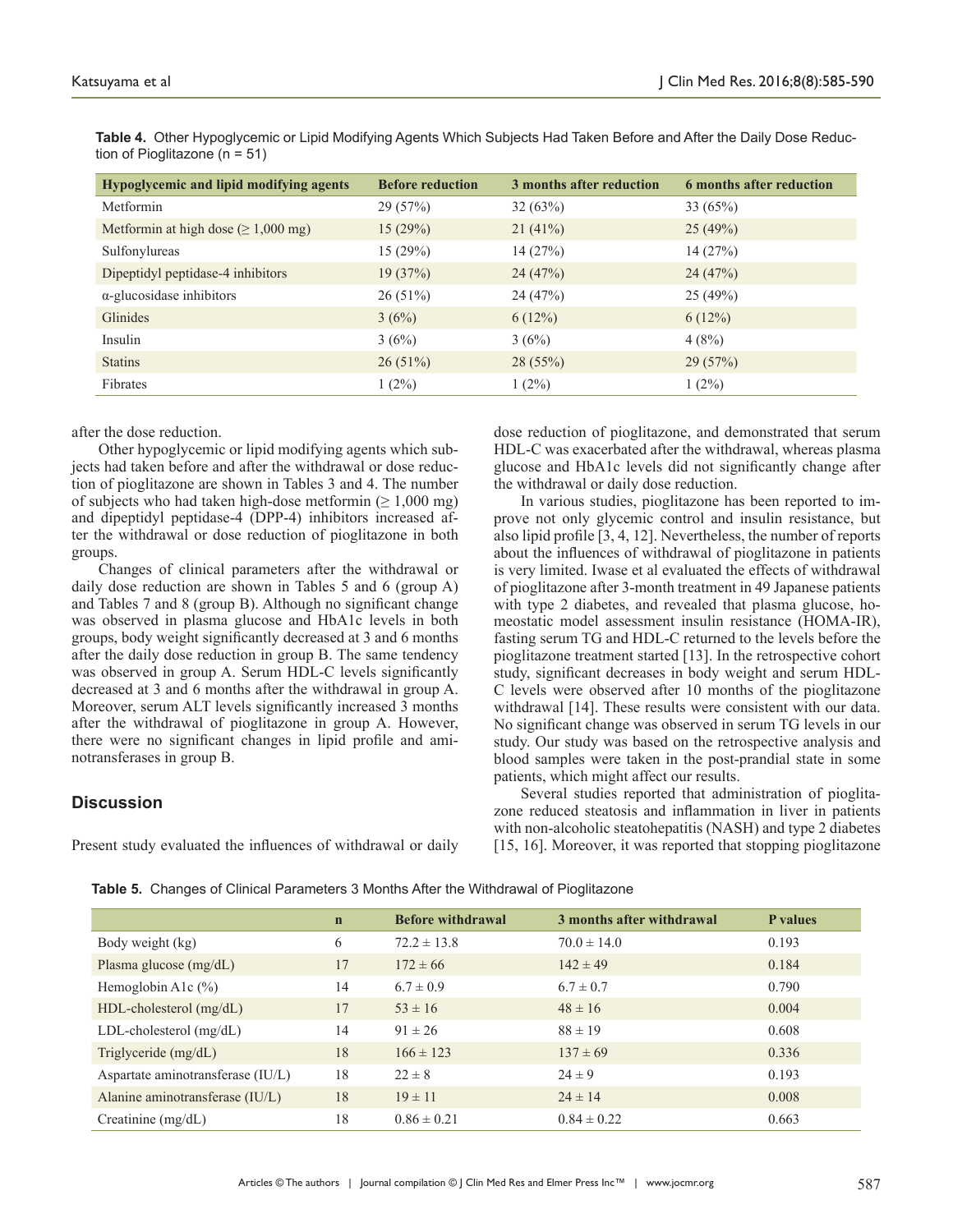**Table 4.** Other Hypoglycemic or Lipid Modifying Agents Which Subjects Had Taken Before and After the Daily Dose Reduction of Pioglitazone (n = 51)

| Hypoglycemic and lipid modifying agents | Before reduction | 3 months after reduction | 6 months after reduction |
|---|---|---|---|
| Metformin | 29 (57%) | 32 (63%) | 33 (65%) |
| Metformin at high dose (≥ 1,000 mg) | 15 (29%) | 21 (41%) | 25 (49%) |
| Sulfonylureas | 15 (29%) | 14 (27%) | 14 (27%) |
| Dipeptidyl peptidase-4 inhibitors | 19 (37%) | 24 (47%) | 24 (47%) |
| α-glucosidase inhibitors | 26 (51%) | 24 (47%) | 25 (49%) |
| Glinides | 3 (6%) | 6 (12%) | 6 (12%) |
| Insulin | 3 (6%) | 3 (6%) | 4 (8%) |
| Statins | 26 (51%) | 28 (55%) | 29 (57%) |
| Fibrates | 1 (2%) | 1 (2%) | 1 (2%) |

after the dose reduction.

Other hypoglycemic or lipid modifying agents which subjects had taken before and after the withdrawal or dose reduction of pioglitazone are shown in Tables 3 and 4. The number of subjects who had taken high-dose metformin (≥ 1,000 mg) and dipeptidyl peptidase-4 (DPP-4) inhibitors increased after the withdrawal or dose reduction of pioglitazone in both groups.

Changes of clinical parameters after the withdrawal or daily dose reduction are shown in Tables 5 and 6 (group A) and Tables 7 and 8 (group B). Although no significant change was observed in plasma glucose and HbA1c levels in both groups, body weight significantly decreased at 3 and 6 months after the daily dose reduction in group B. The same tendency was observed in group A. Serum HDL-C levels significantly decreased at 3 and 6 months after the withdrawal in group A. Moreover, serum ALT levels significantly increased 3 months after the withdrawal of pioglitazone in group A. However, there were no significant changes in lipid profile and aminotransferases in group B.

## Discussion

Present study evaluated the influences of withdrawal or daily dose reduction of pioglitazone, and demonstrated that serum HDL-C was exacerbated after the withdrawal, whereas plasma glucose and HbA1c levels did not significantly change after the withdrawal or daily dose reduction.

In various studies, pioglitazone has been reported to improve not only glycemic control and insulin resistance, but also lipid profile [3, 4, 12]. Nevertheless, the number of reports about the influences of withdrawal of pioglitazone in patients is very limited. Iwase et al evaluated the effects of withdrawal of pioglitazone after 3-month treatment in 49 Japanese patients with type 2 diabetes, and revealed that plasma glucose, homeostatic model assessment insulin resistance (HOMA-IR), fasting serum TG and HDL-C returned to the levels before the pioglitazone treatment started [13]. In the retrospective cohort study, significant decreases in body weight and serum HDL-C levels were observed after 10 months of the pioglitazone withdrawal [14]. These results were consistent with our data. No significant change was observed in serum TG levels in our study. Our study was based on the retrospective analysis and blood samples were taken in the post-prandial state in some patients, which might affect our results.

Several studies reported that administration of pioglitazone reduced steatosis and inflammation in liver in patients with non-alcoholic steatohepatitis (NASH) and type 2 diabetes [15, 16]. Moreover, it was reported that stopping pioglitazone

**Table 5.** Changes of Clinical Parameters 3 Months After the Withdrawal of Pioglitazone

| | n | Before withdrawal | 3 months after withdrawal | P values |
|---|---|---|---|---|
| Body weight (kg) | 6 | 72.2 ± 13.8 | 70.0 ± 14.0 | 0.193 |
| Plasma glucose (mg/dL) | 17 | 172 ± 66 | 142 ± 49 | 0.184 |
| Hemoglobin A1c (%) | 14 | 6.7 ± 0.9 | 6.7 ± 0.7 | 0.790 |
| HDL-cholesterol (mg/dL) | 17 | 53 ± 16 | 48 ± 16 | 0.004 |
| LDL-cholesterol (mg/dL) | 14 | 91 ± 26 | 88 ± 19 | 0.608 |
| Triglyceride (mg/dL) | 18 | 166 ± 123 | 137 ± 69 | 0.336 |
| Aspartate aminotransferase (IU/L) | 18 | 22 ± 8 | 24 ± 9 | 0.193 |
| Alanine aminotransferase (IU/L) | 18 | 19 ± 11 | 24 ± 14 | 0.008 |
| Creatinine (mg/dL) | 18 | 0.86 ± 0.21 | 0.84 ± 0.22 | 0.663 |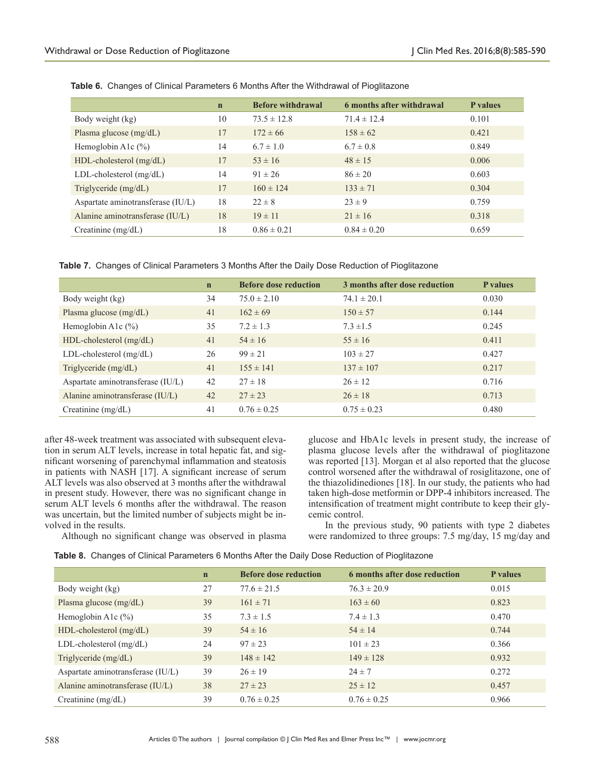**Table 6.** Changes of Clinical Parameters 6 Months After the Withdrawal of Pioglitazone

| | n | Before withdrawal | 6 months after withdrawal | P values |
|---|---|---|---|---|
| Body weight (kg) | 10 | 73.5 ± 12.8 | 71.4 ± 12.4 | 0.101 |
| Plasma glucose (mg/dL) | 17 | 172 ± 66 | 158 ± 62 | 0.421 |
| Hemoglobin A1c (%) | 14 | 6.7 ± 1.0 | 6.7 ± 0.8 | 0.849 |
| HDL-cholesterol (mg/dL) | 17 | 53 ± 16 | 48 ± 15 | 0.006 |
| LDL-cholesterol (mg/dL) | 14 | 91 ± 26 | 86 ± 20 | 0.603 |
| Triglyceride (mg/dL) | 17 | 160 ± 124 | 133 ± 71 | 0.304 |
| Aspartate aminotransferase (IU/L) | 18 | 22 ± 8 | 23 ± 9 | 0.759 |
| Alanine aminotransferase (IU/L) | 18 | 19 ± 11 | 21 ± 16 | 0.318 |
| Creatinine (mg/dL) | 18 | 0.86 ± 0.21 | 0.84 ± 0.20 | 0.659 |

**Table 7.** Changes of Clinical Parameters 3 Months After the Daily Dose Reduction of Pioglitazone

| | n | Before dose reduction | 3 months after dose reduction | P values |
|---|---|---|---|---|
| Body weight (kg) | 34 | 75.0 ± 2.10 | 74.1 ± 20.1 | 0.030 |
| Plasma glucose (mg/dL) | 41 | 162 ± 69 | 150 ± 57 | 0.144 |
| Hemoglobin A1c (%) | 35 | 7.2 ± 1.3 | 7.3 ±1.5 | 0.245 |
| HDL-cholesterol (mg/dL) | 41 | 54 ± 16 | 55 ± 16 | 0.411 |
| LDL-cholesterol (mg/dL) | 26 | 99 ± 21 | 103 ± 27 | 0.427 |
| Triglyceride (mg/dL) | 41 | 155 ± 141 | 137 ± 107 | 0.217 |
| Aspartate aminotransferase (IU/L) | 42 | 27 ± 18 | 26 ± 12 | 0.716 |
| Alanine aminotransferase (IU/L) | 42 | 27 ± 23 | 26 ± 18 | 0.713 |
| Creatinine (mg/dL) | 41 | 0.76 ± 0.25 | 0.75 ± 0.23 | 0.480 |

after 48-week treatment was associated with subsequent elevation in serum ALT levels, increase in total hepatic fat, and significant worsening of parenchymal inflammation and steatosis in patients with NASH [17]. A significant increase of serum ALT levels was also observed at 3 months after the withdrawal in present study. However, there was no significant change in serum ALT levels 6 months after the withdrawal. The reason was uncertain, but the limited number of subjects might be involved in the results.

Although no significant change was observed in plasma glucose and HbA1c levels in present study, the increase of plasma glucose levels after the withdrawal of pioglitazone was reported [13]. Morgan et al also reported that the glucose control worsened after the withdrawal of rosiglitazone, one of the thiazolidinediones [18]. In our study, the patients who had taken high-dose metformin or DPP-4 inhibitors increased. The intensification of treatment might contribute to keep their glycemic control.

In the previous study, 90 patients with type 2 diabetes were randomized to three groups: 7.5 mg/day, 15 mg/day and

**Table 8.** Changes of Clinical Parameters 6 Months After the Daily Dose Reduction of Pioglitazone

| | n | Before dose reduction | 6 months after dose reduction | P values |
|---|---|---|---|---|
| Body weight (kg) | 27 | 77.6 ± 21.5 | 76.3 ± 20.9 | 0.015 |
| Plasma glucose (mg/dL) | 39 | 161 ± 71 | 163 ± 60 | 0.823 |
| Hemoglobin A1c (%) | 35 | 7.3 ± 1.5 | 7.4 ± 1.3 | 0.470 |
| HDL-cholesterol (mg/dL) | 39 | 54 ± 16 | 54 ± 14 | 0.744 |
| LDL-cholesterol (mg/dL) | 24 | 97 ± 23 | 101 ± 23 | 0.366 |
| Triglyceride (mg/dL) | 39 | 148 ± 142 | 149 ± 128 | 0.932 |
| Aspartate aminotransferase (IU/L) | 39 | 26 ± 19 | 24 ± 7 | 0.272 |
| Alanine aminotransferase (IU/L) | 38 | 27 ± 23 | 25 ± 12 | 0.457 |
| Creatinine (mg/dL) | 39 | 0.76 ± 0.25 | 0.76 ± 0.25 | 0.966 |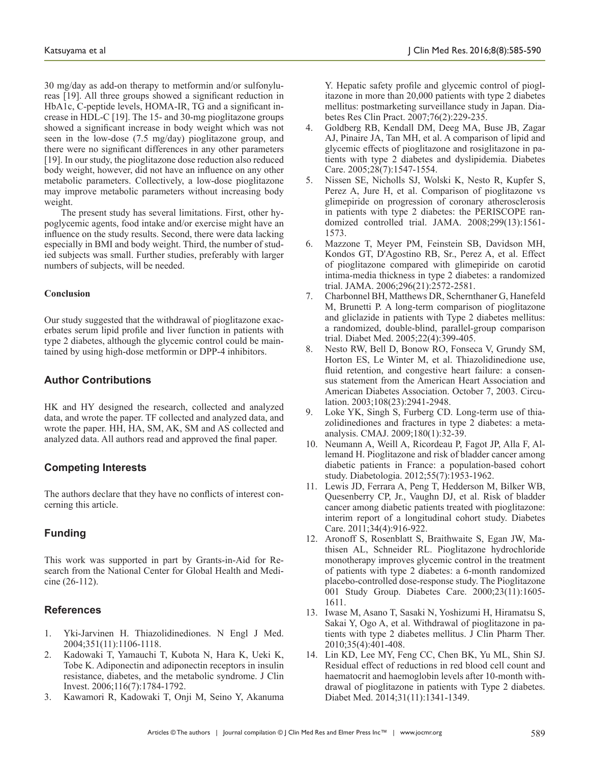30 mg/day as add-on therapy to metformin and/or sulfonylureas [19]. All three groups showed a significant reduction in HbA1c, C-peptide levels, HOMA-IR, TG and a significant increase in HDL-C [19]. The 15- and 30-mg pioglitazone groups showed a significant increase in body weight which was not seen in the low-dose (7.5 mg/day) pioglitazone group, and there were no significant differences in any other parameters [19]. In our study, the pioglitazone dose reduction also reduced body weight, however, did not have an influence on any other metabolic parameters. Collectively, a low-dose pioglitazone may improve metabolic parameters without increasing body weight.

The present study has several limitations. First, other hypoglycemic agents, food intake and/or exercise might have an influence on the study results. Second, there were data lacking especially in BMI and body weight. Third, the number of studied subjects was small. Further studies, preferably with larger numbers of subjects, will be needed.

### Conclusion

Our study suggested that the withdrawal of pioglitazone exacerbates serum lipid profile and liver function in patients with type 2 diabetes, although the glycemic control could be maintained by using high-dose metformin or DPP-4 inhibitors.

## Author Contributions

HK and HY designed the research, collected and analyzed data, and wrote the paper. TF collected and analyzed data, and wrote the paper. HH, HA, SM, AK, SM and AS collected and analyzed data. All authors read and approved the final paper.

## Competing Interests

The authors declare that they have no conflicts of interest concerning this article.

## Funding

This work was supported in part by Grants-in-Aid for Research from the National Center for Global Health and Medicine (26-112).

## References

1. Yki-Jarvinen H. Thiazolidinediones. N Engl J Med. 2004;351(11):1106-1118.
2. Kadowaki T, Yamauchi T, Kubota N, Hara K, Ueki K, Tobe K. Adiponectin and adiponectin receptors in insulin resistance, diabetes, and the metabolic syndrome. J Clin Invest. 2006;116(7):1784-1792.
3. Kawamori R, Kadowaki T, Onji M, Seino Y, Akanuma Y. Hepatic safety profile and glycemic control of pioglitazone in more than 20,000 patients with type 2 diabetes mellitus: postmarketing surveillance study in Japan. Diabetes Res Clin Pract. 2007;76(2):229-235.
4. Goldberg RB, Kendall DM, Deeg MA, Buse JB, Zagar AJ, Pinaire JA, Tan MH, et al. A comparison of lipid and glycemic effects of pioglitazone and rosiglitazone in patients with type 2 diabetes and dyslipidemia. Diabetes Care. 2005;28(7):1547-1554.
5. Nissen SE, Nicholls SJ, Wolski K, Nesto R, Kupfer S, Perez A, Jure H, et al. Comparison of pioglitazone vs glimepiride on progression of coronary atherosclerosis in patients with type 2 diabetes: the PERISCOPE randomized controlled trial. JAMA. 2008;299(13):1561-1573.
6. Mazzone T, Meyer PM, Feinstein SB, Davidson MH, Kondos GT, D'Agostino RB, Sr., Perez A, et al. Effect of pioglitazone compared with glimepiride on carotid intima-media thickness in type 2 diabetes: a randomized trial. JAMA. 2006;296(21):2572-2581.
7. Charbonnel BH, Matthews DR, Schernthaner G, Hanefeld M, Brunetti P. A long-term comparison of pioglitazone and gliclazide in patients with Type 2 diabetes mellitus: a randomized, double-blind, parallel-group comparison trial. Diabet Med. 2005;22(4):399-405.
8. Nesto RW, Bell D, Bonow RO, Fonseca V, Grundy SM, Horton ES, Le Winter M, et al. Thiazolidinedione use, fluid retention, and congestive heart failure: a consensus statement from the American Heart Association and American Diabetes Association. October 7, 2003. Circulation. 2003;108(23):2941-2948.
9. Loke YK, Singh S, Furberg CD. Long-term use of thiazolidinediones and fractures in type 2 diabetes: a meta-analysis. CMAJ. 2009;180(1):32-39.
10. Neumann A, Weill A, Ricordeau P, Fagot JP, Alla F, Allemand H. Pioglitazone and risk of bladder cancer among diabetic patients in France: a population-based cohort study. Diabetologia. 2012;55(7):1953-1962.
11. Lewis JD, Ferrara A, Peng T, Hedderson M, Bilker WB, Quesenberry CP, Jr., Vaughn DJ, et al. Risk of bladder cancer among diabetic patients treated with pioglitazone: interim report of a longitudinal cohort study. Diabetes Care. 2011;34(4):916-922.
12. Aronoff S, Rosenblatt S, Braithwaite S, Egan JW, Mathisen AL, Schneider RL. Pioglitazone hydrochloride monotherapy improves glycemic control in the treatment of patients with type 2 diabetes: a 6-month randomized placebo-controlled dose-response study. The Pioglitazone 001 Study Group. Diabetes Care. 2000;23(11):1605-1611.
13. Iwase M, Asano T, Sasaki N, Yoshizumi H, Hiramatsu S, Sakai Y, Ogo A, et al. Withdrawal of pioglitazone in patients with type 2 diabetes mellitus. J Clin Pharm Ther. 2010;35(4):401-408.
14. Lin KD, Lee MY, Feng CC, Chen BK, Yu ML, Shin SJ. Residual effect of reductions in red blood cell count and haematocrit and haemoglobin levels after 10-month withdrawal of pioglitazone in patients with Type 2 diabetes. Diabet Med. 2014;31(11):1341-1349.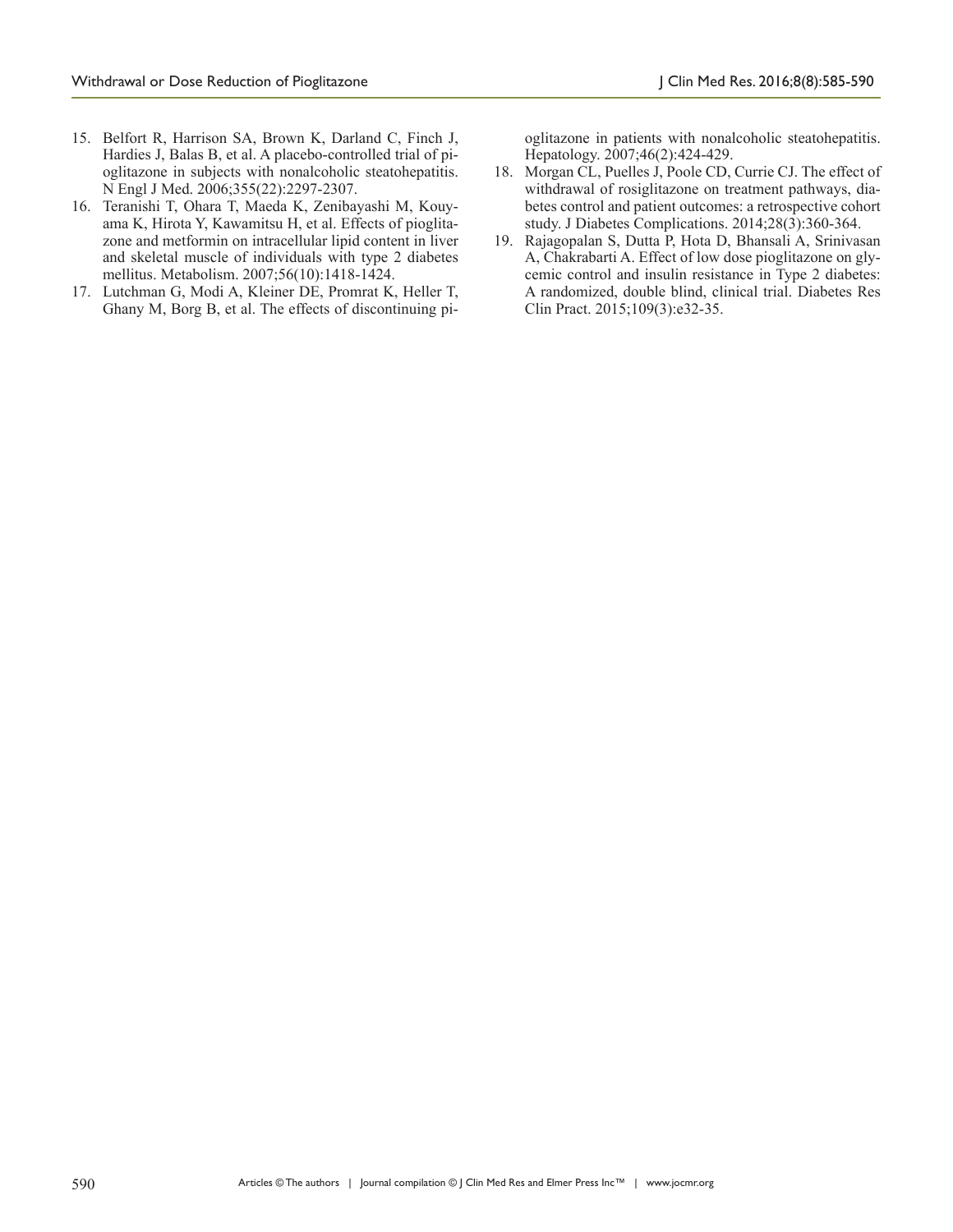15. Belfort R, Harrison SA, Brown K, Darland C, Finch J, Hardies J, Balas B, et al. A placebo-controlled trial of pioglitazone in subjects with nonalcoholic steatohepatitis. N Engl J Med. 2006;355(22):2297-2307.
16. Teranishi T, Ohara T, Maeda K, Zenibayashi M, Kouyama K, Hirota Y, Kawamitsu H, et al. Effects of pioglitazone and metformin on intracellular lipid content in liver and skeletal muscle of individuals with type 2 diabetes mellitus. Metabolism. 2007;56(10):1418-1424.
17. Lutchman G, Modi A, Kleiner DE, Promrat K, Heller T, Ghany M, Borg B, et al. The effects of discontinuing pioglitazone in patients with nonalcoholic steatohepatitis. Hepatology. 2007;46(2):424-429.
18. Morgan CL, Puelles J, Poole CD, Currie CJ. The effect of withdrawal of rosiglitazone on treatment pathways, diabetes control and patient outcomes: a retrospective cohort study. J Diabetes Complications. 2014;28(3):360-364.
19. Rajagopalan S, Dutta P, Hota D, Bhansali A, Srinivasan A, Chakrabarti A. Effect of low dose pioglitazone on glycemic control and insulin resistance in Type 2 diabetes: A randomized, double blind, clinical trial. Diabetes Res Clin Pract. 2015;109(3):e32-35.